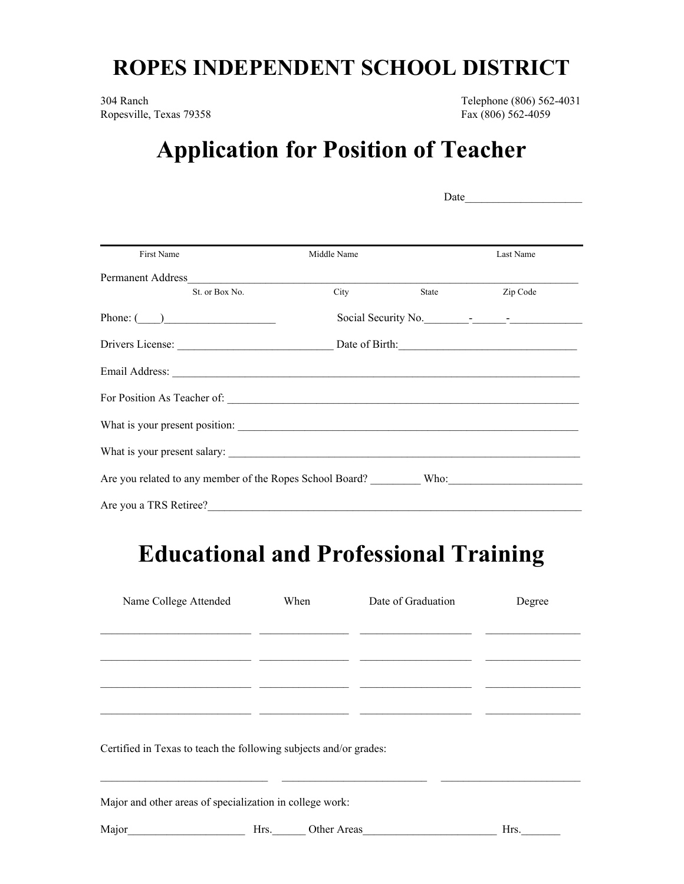# ROPES INDEPENDENT SCHOOL DISTRICT

304 Ranch
Ropesville, Texas 79358

Telephone (806) 562-4031
Fax (806) 562-4059

# Application for Position of Teacher

Date____________________

_____________________________________________________________________________
First Name                          Middle Name                          Last Name

Permanent Address_________________________________________________________
St. or Box No.                    City                    State                    Zip Code

Phone: (____)___________________          Social Security No.________-______-____________

Drivers License: ___________________________ Date of Birth:_______________________________

Email Address: ___________________________________________________________________

For Position As Teacher of: _______________________________________________________

What is your present position: ____________________________________________________

What is your present salary: _______________________________________________________

Are you related to any member of the Ropes School Board? _________ Who:_______________________

Are you a TRS Retiree?_____________________________________________________________

# Educational and Professional Training

| Name College Attended | When | Date of Graduation | Degree |
| --- | --- | --- | --- |
| __________________________ | _______________ | ___________________ | ________________ |
| __________________________ | _______________ | ___________________ | ________________ |
| __________________________ | _______________ | ___________________ | ________________ |
| __________________________ | _______________ | ___________________ | ________________ |

Certified in Texas to teach the following subjects and/or grades:

_____________________________     _________________________     ________________________

Major and other areas of specialization in college work:

Major____________________ Hrs.______ Other Areas_______________________ Hrs._______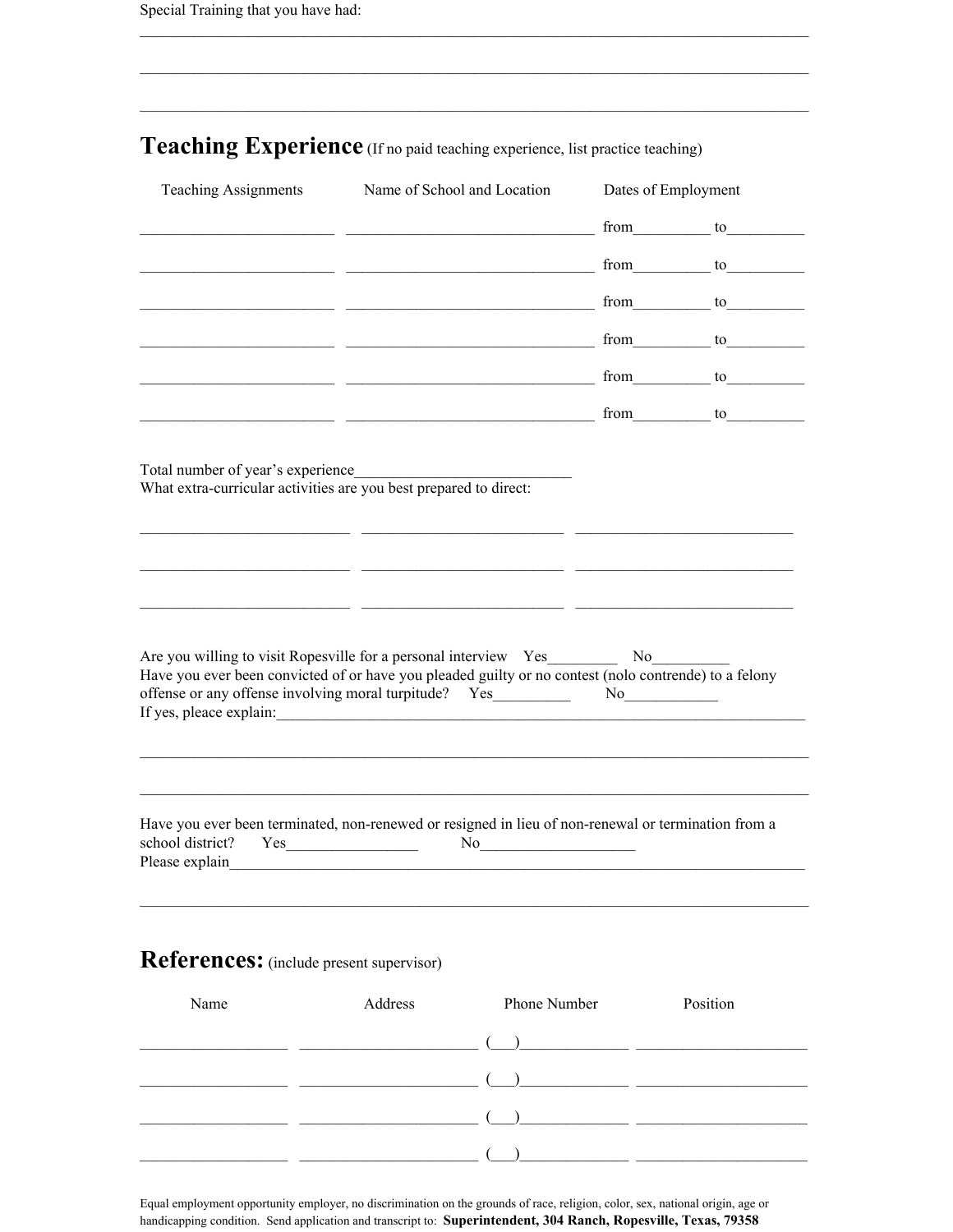Special Training that you have had:

\_\_\_\_\_\_\_\_\_\_\_\_\_\_\_\_\_\_\_\_\_\_\_\_\_\_\_\_\_\_\_\_\_\_\_\_\_\_\_\_\_\_\_\_\_\_\_\_\_\_\_\_\_\_\_\_\_\_\_\_\_\_\_\_\_\_\_\_\_\_

\_\_\_\_\_\_\_\_\_\_\_\_\_\_\_\_\_\_\_\_\_\_\_\_\_\_\_\_\_\_\_\_\_\_\_\_\_\_\_\_\_\_\_\_\_\_\_\_\_\_\_\_\_\_\_\_\_\_\_\_\_\_\_\_\_\_\_\_\_\_

\_\_\_\_\_\_\_\_\_\_\_\_\_\_\_\_\_\_\_\_\_\_\_\_\_\_\_\_\_\_\_\_\_\_\_\_\_\_\_\_\_\_\_\_\_\_\_\_\_\_\_\_\_\_\_\_\_\_\_\_\_\_\_\_\_\_\_\_\_\_

## Teaching Experience (If no paid teaching experience, list practice teaching)

| Teaching Assignments | Name of School and Location | Dates of Employment |
|---|---|---|
| | | from\_\_\_\_\_\_\_\_\_ to\_\_\_\_\_\_\_\_\_ |
| | | from\_\_\_\_\_\_\_\_\_ to\_\_\_\_\_\_\_\_\_ |
| | | from\_\_\_\_\_\_\_\_\_ to\_\_\_\_\_\_\_\_\_ |
| | | from\_\_\_\_\_\_\_\_\_ to\_\_\_\_\_\_\_\_\_ |
| | | from\_\_\_\_\_\_\_\_\_ to\_\_\_\_\_\_\_\_\_ |
| | | from\_\_\_\_\_\_\_\_\_ to\_\_\_\_\_\_\_\_\_ |

Total number of year's experience\_\_\_\_\_\_\_\_\_\_\_\_\_\_\_\_\_\_\_\_\_\_\_\_\_\_\_

What extra-curricular activities are you best prepared to direct:

| | | |
|---|---|---|
| | | |
| | | |
| | | |

Are you willing to visit Ropesville for a personal interview Yes\_\_\_\_\_\_\_\_\_ No\_\_\_\_\_\_\_\_\_\_

Have you ever been convicted of or have you pleaded guilty or no contest (nolo contrende) to a felony offense or any offense involving moral turpitude? Yes\_\_\_\_\_\_\_\_\_\_ No\_\_\_\_\_\_\_\_\_\_\_\_

If yes, pleace explain:\_\_\_\_\_\_\_\_\_\_\_\_\_\_\_\_\_\_\_\_\_\_\_\_\_\_\_\_\_\_\_\_\_\_\_\_\_\_\_\_\_\_\_\_\_\_\_\_\_\_\_\_\_\_\_

\_\_\_\_\_\_\_\_\_\_\_\_\_\_\_\_\_\_\_\_\_\_\_\_\_\_\_\_\_\_\_\_\_\_\_\_\_\_\_\_\_\_\_\_\_\_\_\_\_\_\_\_\_\_\_\_\_\_\_\_\_\_\_\_\_\_\_\_\_\_

\_\_\_\_\_\_\_\_\_\_\_\_\_\_\_\_\_\_\_\_\_\_\_\_\_\_\_\_\_\_\_\_\_\_\_\_\_\_\_\_\_\_\_\_\_\_\_\_\_\_\_\_\_\_\_\_\_\_\_\_\_\_\_\_\_\_\_\_\_\_

Have you ever been terminated, non-renewed or resigned in lieu of non-renewal or termination from a school district? Yes\_\_\_\_\_\_\_\_\_\_\_\_\_\_\_\_\_ No\_\_\_\_\_\_\_\_\_\_\_\_\_\_\_\_\_\_\_\_

Please explain\_\_\_\_\_\_\_\_\_\_\_\_\_\_\_\_\_\_\_\_\_\_\_\_\_\_\_\_\_\_\_\_\_\_\_\_\_\_\_\_\_\_\_\_\_\_\_\_\_\_\_\_\_\_\_\_\_\_\_\_

\_\_\_\_\_\_\_\_\_\_\_\_\_\_\_\_\_\_\_\_\_\_\_\_\_\_\_\_\_\_\_\_\_\_\_\_\_\_\_\_\_\_\_\_\_\_\_\_\_\_\_\_\_\_\_\_\_\_\_\_\_\_\_\_\_\_\_\_\_\_

## References: (include present supervisor)

| Name | Address | Phone Number | Position |
|---|---|---|---|
| | | (\_\_\_) | |
| | | (\_\_\_) | |
| | | (\_\_\_) | |
| | | (\_\_\_) | |

Equal employment opportunity employer, no discrimination on the grounds of race, religion, color, sex, national origin, age or handicapping condition. Send application and transcript to: **Superintendent, 304 Ranch, Ropesville, Texas, 79358**